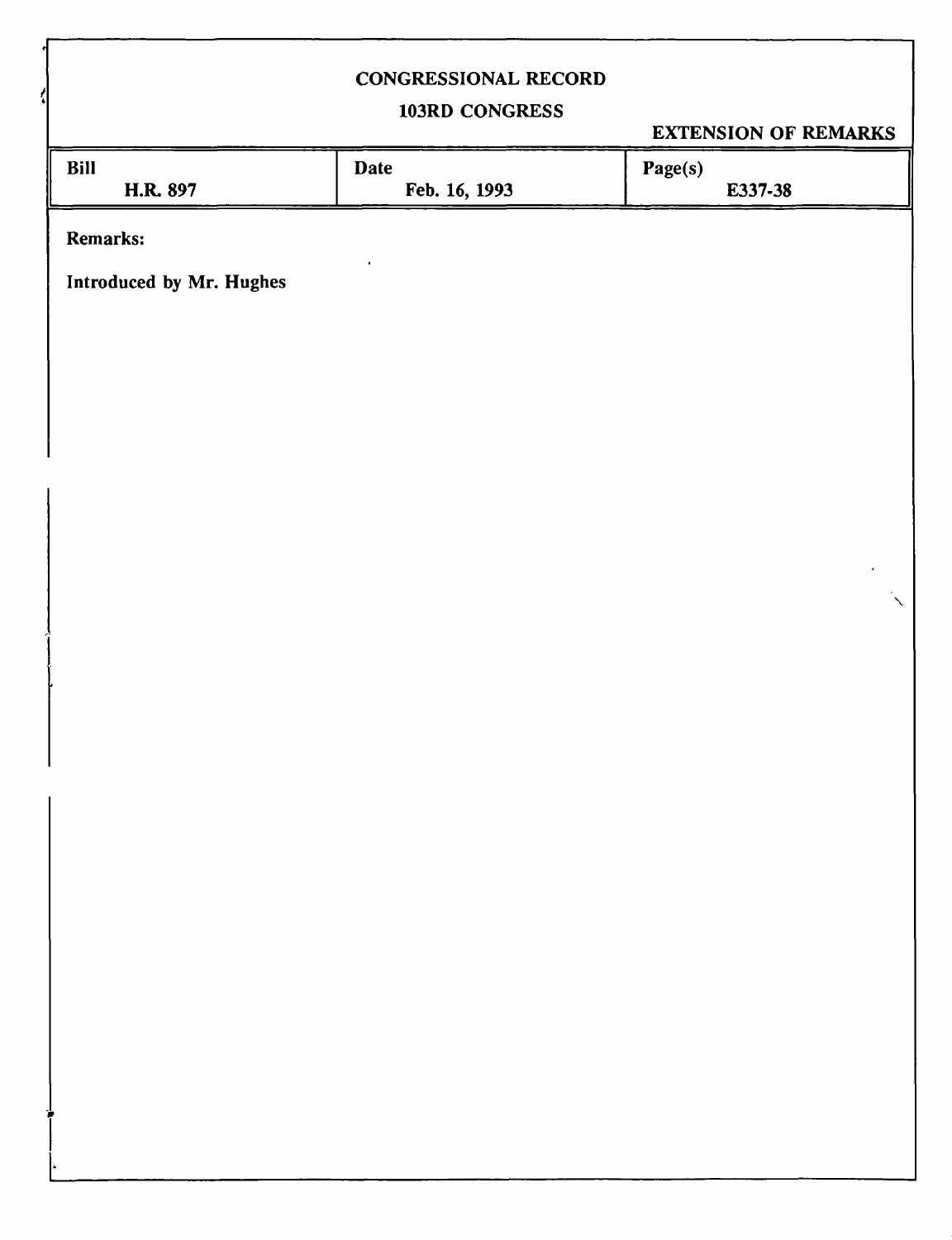# CONGRESSIONAL RECORD

## 103RD CONGRESS

**EXTENSION OF REMARKS**

| Bill | Date | Page(s) |
| --- | --- | --- |
| H.R. 897 | Feb. 16, 1993 | E337-38 |

**Remarks:**

**Introduced by Mr. Hughes**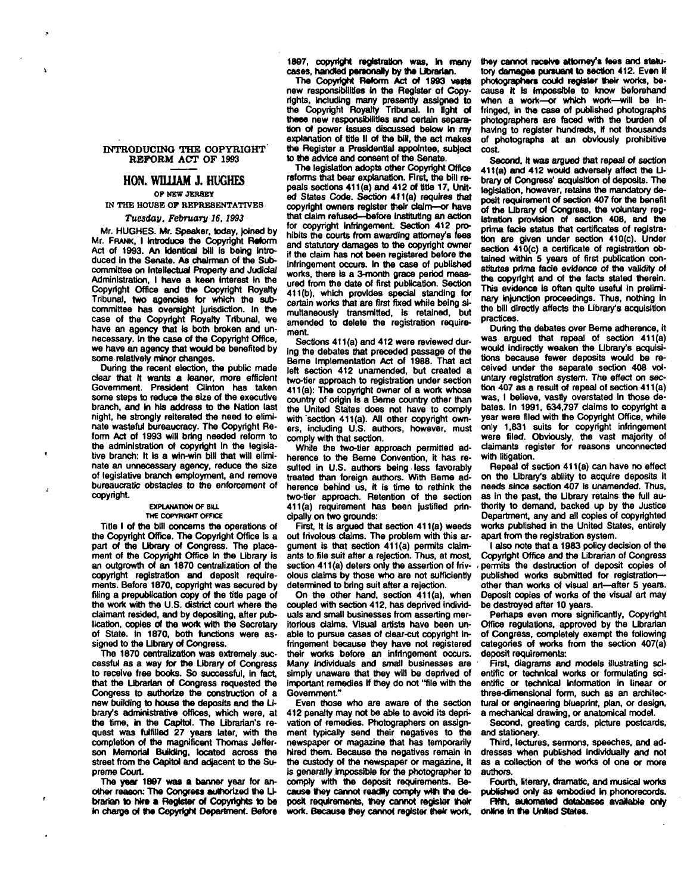## INTRODUCING THE COPYRIGHT REFORM ACT OF 1993

### HON. WILLIAM J. HUGHES

OF NEW JERSEY

IN THE HOUSE OF REPRESENTATIVES

*Tuesday, February 16, 1993*

Mr. HUGHES. Mr. Speaker, today, joined by Mr. FRANK, I introduce the Copyright Reform Act of 1993. An identical bill is being introduced in the Senate. As chairman of the Subcommittee on Intellectual Property and Judicial Administration, I have a keen interest in the Copyright Office and the Copyright Royalty Tribunal, two agencies for which the subcommittee has oversight jurisdiction. In the case of the Copyright Royalty Tribunal, we have an agency that is both broken and unnecessary. In the case of the Copyright Office, we have an agency that would be benefited by some relatively minor changes.

During the recent election, the public made clear that it wants a leaner, more efficient Government. President Clinton has taken some steps to reduce the size of the executive branch, and in his address to the Nation last night, he strongly reiterated the need to eliminate wasteful bureaucracy. The Copyright Reform Act of 1993 will bring needed reform to the administration of copyright in the legislative branch: It is a win-win bill that will eliminate an unnecessary agency, reduce the size of legislative branch employment, and remove bureaucratic obstacles to the enforcement of copyright.

EXPLANATION OF BILL

THE COPYRIGHT OFFICE

Title I of the bill concerns the operations of the Copyright Office. The Copyright Office is a part of the Library of Congress. The placement of the Copyright Office in the Library is an outgrowth of an 1870 centralization of the copyright registration and deposit requirements. Before 1870, copyright was secured by filing a prepublication copy of the title page of the work with the U.S. district court where the claimant resided, and by depositing, after publication, copies of the work with the Secretary of State. In 1870, both functions were assigned to the Library of Congress.

The 1870 centralization was extremely successful as a way for the Library of Congress to receive free books. So successful, in fact, that the Librarian of Congress requested the Congress to authorize the construction of a new building to house the deposits and the Library's administrative offices, which were, at the time, in the Capitol. The Librarian's request was fulfilled 27 years later, with the completion of the magnificent Thomas Jefferson Memorial Building, located across the street from the Capitol and adjacent to the Supreme Court.

The year 1897 was a banner year for another reason: The Congress authorized the Librarian to hire a Register of Copyrights to be in charge of the Copyright Department. Before 1897, copyright registration was, in many cases, handled personally by the Librarian.

The Copyright Reform Act of 1993 vests new responsibilities in the Register of Copyrights, including many presently assigned to the Copyright Royalty Tribunal. In light of these new responsibilities and certain separation of power issues discussed below in my explanation of title II of the bill, the act makes the Register a Presidential appointee, subject to the advice and consent of the Senate.

The legislation adopts other Copyright Office reforms that bear explanation. First, the bill repeals sections 411(a) and 412 of title 17, United States Code. Section 411(a) requires that copyright owners register their claim—or have that claim refused—before instituting an action for copyright infringement. Section 412 prohibits the courts from awarding attorney's fees and statutory damages to the copyright owner if the claim has not been registered before the infringement occurs. In the case of published works, there is a 3-month grace period measured from the date of first publication. Section 411(b), which provides special standing for certain works that are first fixed while being simultaneously transmitted, is retained, but amended to delete the registration requirement.

Sections 411(a) and 412 were reviewed during the debates that preceded passage of the Berne Implementation Act of 1988. That act left section 412 unamended, but created a two-tier approach to registration under section 411(a): The copyright owner of a work whose country of origin is a Berne country other than the United States does not have to comply with section 411(a). All other copyright owners, including U.S. authors, however, must comply with that section.

While the two-tier approach permitted adherence to the Berne Convention, it has resulted in U.S. authors being less favorably treated than foreign authors. With Berne adherence behind us, it is time to rethink the two-tier approach. Retention of the section 411(a) requirement has been justified principally on two grounds:

First, it is argued that section 411(a) weeds out frivolous claims. The problem with this argument is that section 411(a) permits claimants to file suit after a rejection. Thus, at most, section 411(a) deters only the assertion of frivolous claims by those who are not sufficiently determined to bring suit after a rejection.

On the other hand, section 411(a), when coupled with section 412, has deprived individuals and small businesses from asserting meritorious claims. Visual artists have been unable to pursue cases of clear-cut copyright infringement because they have not registered their works before an infringement occurs. Many individuals and small businesses are simply unaware that they will be deprived of important remedies if they do not "file with the Government."

Even those who are aware of the section 412 penalty may not be able to avoid its deprivation of remedies. Photographers on assignment typically send their negatives to the newspaper or magazine that has temporarily hired them. Because the negatives remain in the custody of the newspaper or magazine, it is generally impossible for the photographer to comply with the deposit requirements. Because they cannot readily comply with the deposit requirements, they cannot register their work. Because they cannot register their work, they cannot receive attorney's fees and statutory damages pursuant to section 412. Even if photographers could register their works, because it is impossible to know beforehand when a work—or which work—will be infringed, in the case of published photographs photographers are faced with the burden of having to register hundreds, if not thousands of photographs at an obviously prohibitive cost.

Second, it was argued that repeal of section 411(a) and 412 would adversely affect the Library of Congress' acquisition of deposits. The legislation, however, retains the mandatory deposit requirement of section 407 for the benefit of the Library of Congress, the voluntary registration provision of section 408, and the prima facie status that certificates of registration are given under section 410(c). Under section 410(c) a certificate of registration obtained within 5 years of first publication constitutes prima facie evidence of the validity of the copyright and of the facts stated therein. This evidence is often quite useful in preliminary injunction proceedings. Thus, nothing in the bill directly affects the Library's acquisition practices.

During the debates over Berne adherence, it was argued that repeal of section 411(a) would indirectly weaken the Library's acquisitions because fewer deposits would be received under the separate section 408 voluntary registration system. The effect on section 407 as a result of repeal of section 411(a) was, I believe, vastly overstated in those debates. In 1991, 634,797 claims to copyright a year were filed with the Copyright Office, while only 1,831 suits for copyright infringement were filed. Obviously, the vast majority of claimants register for reasons unconnected with litigation.

Repeal of section 411(a) can have no effect on the Library's ability to acquire deposits it needs since section 407 is unamended. Thus, as in the past, the Library retains the full authority to demand, backed up by the Justice Department, any and all copies of copyrighted works published in the United States, entirely apart from the registration system.

I also note that a 1983 policy decision of the Copyright Office and the Librarian of Congress permits the destruction of deposit copies of published works submitted for registration—other than works of visual art—after 5 years. Deposit copies of works of the visual art may be destroyed after 10 years.

Perhaps even more significantly, Copyright Office regulations, approved by the Librarian of Congress, completely exempt the following categories of works from the section 407(a) deposit requirements:

First, diagrams and models illustrating scientific or technical works or formulating scientific or technical information in linear or three-dimensional form, such as an architectural or engineering blueprint, plan, or design, a mechanical drawing, or anatomical model.

Second, greeting cards, picture postcards, and stationery.

Third, lectures, sermons, speeches, and addresses when published individually and not as a collection of the works of one or more authors.

Fourth, literary, dramatic, and musical works published only as embodied in phonorecords.

Fifth, automated databases available only online in the United States.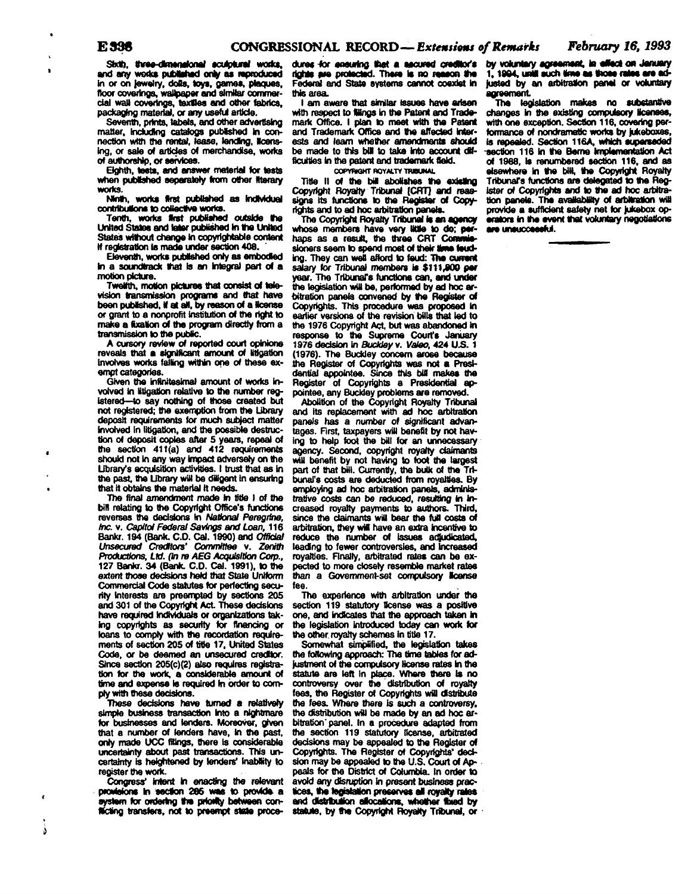Sixth, three-dimensional sculptural works, and any works published only as reproduced in or on jewelry, dolls, toys, games, plaques, floor coverings, wallpaper and similar commercial wall coverings, textiles and other fabrics, packaging material, or any useful article.

Seventh, prints, labels, and other advertising matter, including catalogs published in connection with the rental, lease, lending, licensing, or sale of articles of merchandise, works of authorship, or services.

Eighth, tests, and answer material for tests when published separately from other literary works.

Ninth, works first published as individual contributions to collective works.

Tenth, works first published outside the United States and later published in the United States without change in copyrightable content if registration is made under section 408.

Eleventh, works published only as embodied in a soundtrack that is an integral part of a motion picture.

Twelfth, motion pictures that consist of television transmission programs and that have been published, if at all, by reason of a license or grant to a nonprofit institution of the right to make a fixation of the program directly from a transmission to the public.

A cursory review of reported court opinions reveals that a significant amount of litigation involves works falling within one of these exempt categories.

Given the infinitesimal amount of works involved in litigation relative to the number registered—to say nothing of those created but not registered; the exemption from the Library deposit requirements for much subject matter involved in litigation, and the possible destruction of deposit copies after 5 years, repeal of the section 411(a) and 412 requirements should not in any way impact adversely on the Library's acquisition activities. I trust that as in the past, the Library will be diligent in ensuring that it obtains the material it needs.

The final amendment made in title I of the bill relating to the Copyright Office's functions reverses the decisions in *National Peregrine, Inc.* v. *Capitol Federal Savings and Loan*, 116 Bankr. 194 (Bank. C.D. Cal. 1990) and *Official Unsecured Creditors' Committee* v. *Zenith Productions, Ltd. (In re AEG Acquisition Corp.*, 127 Bankr. 34 (Bank. C.D. Cal. 1991), to the extent those decisions held that State Uniform Commercial Code statutes for perfecting security interests are preempted by sections 205 and 301 of the Copyright Act. These decisions have required individuals or organizations taking copyrights as security for financing or loans to comply with the recordation requirements of section 205 of title 17, United States Code, or be deemed an unsecured creditor. Since section 205(c)(2) also requires registration for the work, a considerable amount of time and expense is required in order to comply with these decisions.

These decisions have turned a relatively simple business transaction into a nightmare for businesses and lenders. Moreover, given that a number of lenders have, in the past, only made UCC filings, there is considerable uncertainty about past transactions. This uncertainty is heightened by lenders' inability to register the work.

Congress' intent in enacting the relevant provisions in section 205 was to provide a system for ordering the priority between conflicting transfers, not to preempt state procedures for ensuring that a secured creditor's rights are protected. There is no reason the Federal and State systems cannot coexist in this area.

I am aware that similar issues have arisen with respect to filings in the Patent and Trademark Office. I plan to meet with the Patent and Trademark Office and the affected interests and learn whether amendments should be made to this bill to take into account difficulties in the patent and trademark field.

COPYRIGHT ROYALTY TRIBUNAL

Title II of the bill abolishes the existing Copyright Royalty Tribunal [CRT] and reassigns its functions to the Register of Copyrights and to ad hoc arbitration panels.

The Copyright Royalty Tribunal is an agency whose members have very little to do; perhaps as a result, the three CRT Commissioners seem to spend most of their time feuding. They can well afford to feud: The current salary for Tribunal members is $111,900 per year. The Tribunal's functions can, and under the legislation will be, performed by ad hoc arbitration panels convened by the Register of Copyrights. This procedure was proposed in earlier versions of the revision bills that led to the 1976 Copyright Act, but was abandoned in response to the Supreme Court's January 1976 decision in *Buckley* v. *Valeo*, 424 U.S. 1 (1976). The Buckley concern arose because the Register of Copyrights was not a Presidential appointee. Since this bill makes the Register of Copyrights a Presidential appointee, any Buckley problems are removed.

Abolition of the Copyright Royalty Tribunal and its replacement with ad hoc arbitration panels has a number of significant advantages. First, taxpayers will benefit by not having to help foot the bill for an unnecessary agency. Second, copyright royalty claimants will benefit by not having to foot the largest part of that bill. Currently, the bulk of the Tribunal's costs are deducted from royalties. By employing ad hoc arbitration panels, administrative costs can be reduced, resulting in increased royalty payments to authors. Third, since the claimants will bear the full costs of arbitration, they will have an extra incentive to reduce the number of issues adjudicated, leading to fewer controversies, and increased royalties. Finally, arbitrated rates can be expected to more closely resemble market rates than a Government-set compulsory license fee.

The experience with arbitration under the section 119 statutory license was a positive one, and indicates that the approach taken in the legislation introduced today can work for the other royalty schemes in title 17.

Somewhat simplified, the legislation takes the following approach: The time tables for adjustment of the compulsory license rates in the statute are left in place. Where there is no controversy over the distribution of royalty fees, the Register of Copyrights will distribute the fees. Where there is such a controversy, the distribution will be made by an ad hoc arbitration panel. In a procedure adapted from the section 119 statutory license, arbitrated decisions may be appealed to the Register of Copyrights. The Register of Copyrights' decision may be appealed to the U.S. Court of Appeals for the District of Columbia. In order to avoid any disruption in present business practices, the legislation preserves all royalty rates and distribution allocations, whether fixed by statute, by the Copyright Royalty Tribunal, or by voluntary agreement, in effect on January 1, 1994, until such time as those rates are adjusted by an arbitration panel or voluntary agreement.

The legislation makes no substantive changes in the existing compulsory licenses, with one exception. Section 116, covering performance of nondramatic works by jukeboxes, is repealed. Section 116A, which superseded section 116 in the Berne Implementation Act of 1988, is renumbered section 116, and as elsewhere in the bill, the Copyright Royalty Tribunal's functions are delegated to the Register of Copyrights and to the ad hoc arbitration panels. The availability of arbitration will provide a sufficient safety net for jukebox operators in the event that voluntary negotiations are unsuccessful.